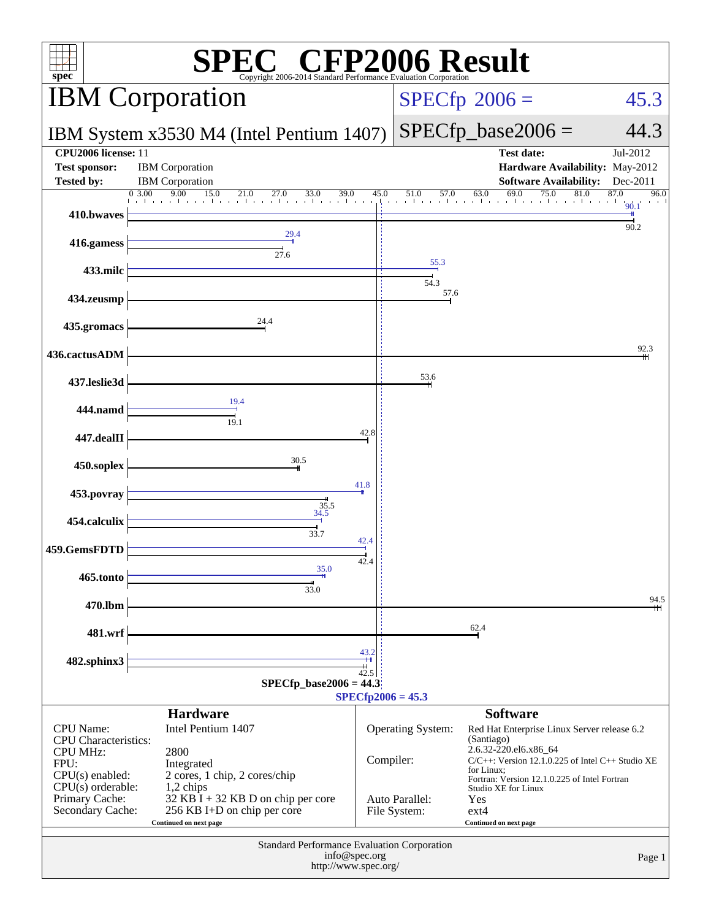# SPEC CFP2006 Result

Copyright 2006-2014 Standard Performance Evaluation Corporation

## IBM Corporation

**IBM System x3530 M4 (Intel Pentium 1407)**

SPECfp 2006 = 45.3

SPECfp_base2006 = 44.3

| | | | |
|---|---|---|---|
| **CPU2006 license:** 11 | | **Test date:** | Jul-2012 |
| **Test sponsor:** | IBM Corporation | **Hardware Availability:** | May-2012 |
| **Tested by:** | IBM Corporation | **Software Availability:** | Dec-2011 |

| Benchmark | Peak | Base |
|---|---|---|
| 410.bwaves | 90.1 | 90.2 |
| 416.gamess | 29.4 | 27.6 |
| 433.milc | 55.3 | 54.3 |
| 434.zeusmp | | 57.6 |
| 435.gromacs | | 24.4 |
| 436.cactusADM | | 92.3 |
| 437.leslie3d | | 53.6 |
| 444.namd | 19.4 | 19.1 |
| 447.dealII | | 42.8 |
| 450.soplex | | 30.5 |
| 453.povray | 41.8 | 35.5 |
| 454.calculix | 34.5 | 33.7 |
| 459.GemsFDTD | 42.4 | 42.4 |
| 465.tonto | 35.0 | 33.0 |
| 470.lbm | | 94.5 |
| 481.wrf | | 62.4 |
| 482.sphinx3 | 43.2 | 42.5 |

SPECfp_base2006 = 44.3

SPECfp2006 = 45.3

## Hardware

| | |
|---|---|
| CPU Name: | Intel Pentium 1407 |
| CPU Characteristics: | |
| CPU MHz: | 2800 |
| FPU: | Integrated |
| CPU(s) enabled: | 2 cores, 1 chip, 2 cores/chip |
| CPU(s) orderable: | 1,2 chips |
| Primary Cache: | 32 KB I + 32 KB D on chip per core |
| Secondary Cache: | 256 KB I+D on chip per core |

Continued on next page

## Software

| | |
|---|---|
| Operating System: | Red Hat Enterprise Linux Server release 6.2 (Santiago) 2.6.32-220.el6.x86_64 |
| Compiler: | C/C++: Version 12.1.0.225 of Intel C++ Studio XE for Linux; Fortran: Version 12.1.0.225 of Intel Fortran Studio XE for Linux |
| Auto Parallel: | Yes |
| File System: | ext4 |

Continued on next page

Standard Performance Evaluation Corporation
info@spec.org
http://www.spec.org/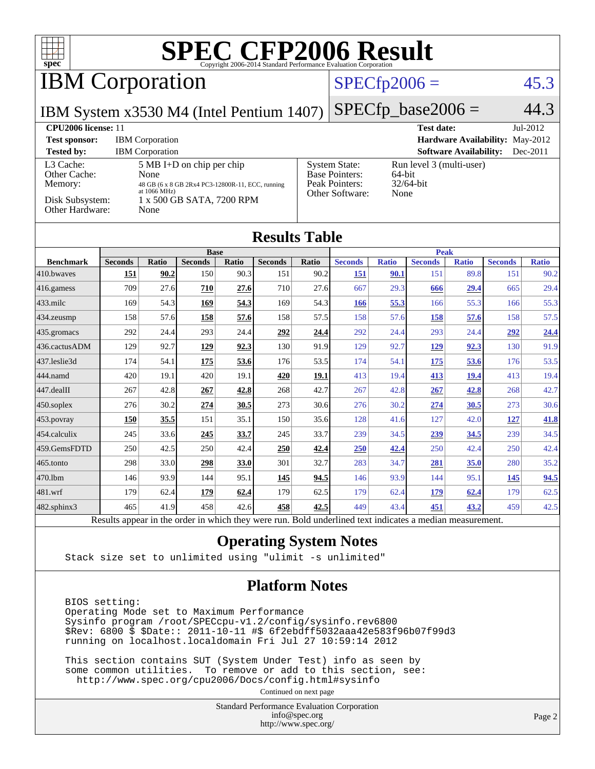# SPEC CFP2006 Result

Copyright 2006-2014 Standard Performance Evaluation Corporation

## IBM Corporation

**IBM System x3530 M4 (Intel Pentium 1407)**

SPECfp2006 = 45.3

SPECfp_base2006 = 44.3

| | | | |
|---|---|---|---|
| **CPU2006 license:** 11 | | **Test date:** | Jul-2012 |
| **Test sponsor:** | IBM Corporation | **Hardware Availability:** | May-2012 |
| **Tested by:** | IBM Corporation | **Software Availability:** | Dec-2011 |

| | | | |
|---|---|---|---|
| L3 Cache: | 5 MB I+D on chip per chip | System State: | Run level 3 (multi-user) |
| Other Cache: | None | Base Pointers: | 64-bit |
| Memory: | 48 GB (6 x 8 GB 2Rx4 PC3-12800R-11, ECC, running at 1066 MHz) | Peak Pointers: | 32/64-bit |
| Disk Subsystem: | 1 x 500 GB SATA, 7200 RPM | Other Software: | None |
| Other Hardware: | None | | |

## Results Table

| Benchmark | Base | | | | | | Peak | | | | | |
|---|---|---|---|---|---|---|---|---|---|---|---|---|
| | Seconds | Ratio | Seconds | Ratio | Seconds | Ratio | Seconds | Ratio | Seconds | Ratio | Seconds | Ratio |
| 410.bwaves | **151** | **90.2** | 150 | 90.3 | 151 | 90.2 | **151** | **90.1** | 151 | 89.8 | 151 | 90.2 |
| 416.gamess | 709 | 27.6 | **710** | **27.6** | 710 | 27.6 | 667 | 29.3 | **666** | **29.4** | 665 | 29.4 |
| 433.milc | 169 | 54.3 | **169** | **54.3** | 169 | 54.3 | **166** | **55.3** | 166 | 55.3 | 166 | 55.3 |
| 434.zeusmp | 158 | 57.6 | **158** | **57.6** | 158 | 57.5 | 158 | 57.6 | **158** | **57.6** | 158 | 57.5 |
| 435.gromacs | 292 | 24.4 | 293 | 24.4 | **292** | **24.4** | 292 | 24.4 | 293 | 24.4 | **292** | **24.4** |
| 436.cactusADM | 129 | 92.7 | **129** | **92.3** | 130 | 91.9 | 129 | 92.7 | **129** | **92.3** | 130 | 91.9 |
| 437.leslie3d | 174 | 54.1 | **175** | **53.6** | 176 | 53.5 | 174 | 54.1 | **175** | **53.6** | 176 | 53.5 |
| 444.namd | 420 | 19.1 | 420 | 19.1 | **420** | **19.1** | 413 | 19.4 | **413** | **19.4** | 413 | 19.4 |
| 447.dealII | 267 | 42.8 | **267** | **42.8** | 268 | 42.7 | 267 | 42.8 | **267** | **42.8** | 268 | 42.7 |
| 450.soplex | 276 | 30.2 | **274** | **30.5** | 273 | 30.6 | 276 | 30.2 | **274** | **30.5** | 273 | 30.6 |
| 453.povray | **150** | **35.5** | 151 | 35.1 | 150 | 35.6 | 128 | 41.6 | 127 | 42.0 | **127** | **41.8** |
| 454.calculix | 245 | 33.6 | **245** | **33.7** | 245 | 33.7 | 239 | 34.5 | **239** | **34.5** | 239 | 34.5 |
| 459.GemsFDTD | 250 | 42.5 | 250 | 42.4 | **250** | **42.4** | **250** | **42.4** | 250 | 42.4 | 250 | 42.4 |
| 465.tonto | 298 | 33.0 | **298** | **33.0** | 301 | 32.7 | 283 | 34.7 | **281** | **35.0** | 280 | 35.2 |
| 470.lbm | 146 | 93.9 | 144 | 95.1 | **145** | **94.5** | 146 | 93.9 | 144 | 95.1 | **145** | **94.5** |
| 481.wrf | 179 | 62.4 | **179** | **62.4** | 179 | 62.5 | 179 | 62.4 | **179** | **62.4** | 179 | 62.5 |
| 482.sphinx3 | 465 | 41.9 | 458 | 42.6 | **458** | **42.5** | 449 | 43.4 | **451** | **43.2** | 459 | 42.5 |

Results appear in the order in which they were run. Bold underlined text indicates a median measurement.

## Operating System Notes

```
Stack size set to unlimited using "ulimit -s unlimited"
```

## Platform Notes

```
BIOS setting:
Operating Mode set to Maximum Performance
Sysinfo program /root/SPECcpu-v1.2/config/sysinfo.rev6800
$Rev: 6800 $ $Date:: 2011-10-11 #$ 6f2ebdff5032aaa42e583f96b07f99d3
running on localhost.localdomain Fri Jul 27 10:59:14 2012

This section contains SUT (System Under Test) info as seen by
some common utilities.  To remove or add to this section, see:
  http://www.spec.org/cpu2006/Docs/config.html#sysinfo
```

Continued on next page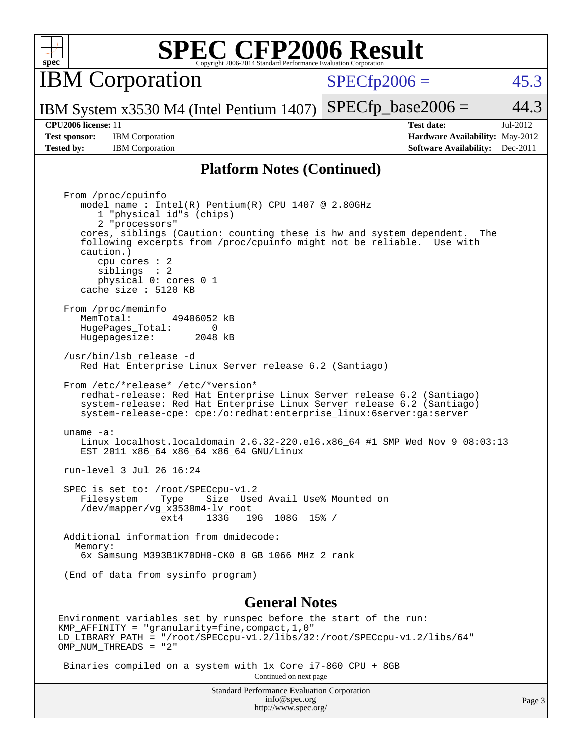## Platform Notes (Continued)

```
From /proc/cpuinfo
   model name : Intel(R) Pentium(R) CPU 1407 @ 2.80GHz
      1 "physical id"s (chips)
      2 "processors"
   cores, siblings (Caution: counting these is hw and system dependent.  The
   following excerpts from /proc/cpuinfo might not be reliable.  Use with
   caution.)
      cpu cores : 2
      siblings  : 2
      physical 0: cores 0 1
   cache size : 5120 KB

From /proc/meminfo
   MemTotal:       49406052 kB
   HugePages_Total:       0
   Hugepagesize:       2048 kB

/usr/bin/lsb_release -d
   Red Hat Enterprise Linux Server release 6.2 (Santiago)

From /etc/*release* /etc/*version*
   redhat-release: Red Hat Enterprise Linux Server release 6.2 (Santiago)
   system-release: Red Hat Enterprise Linux Server release 6.2 (Santiago)
   system-release-cpe: cpe:/o:redhat:enterprise_linux:6server:ga:server

uname -a:
   Linux localhost.localdomain 2.6.32-220.el6.x86_64 #1 SMP Wed Nov 9 08:03:13
   EST 2011 x86_64 x86_64 x86_64 GNU/Linux

run-level 3 Jul 26 16:24

SPEC is set to: /root/SPECcpu-v1.2
   Filesystem    Type    Size  Used Avail Use% Mounted on
   /dev/mapper/vg_x3530m4-lv_root
                 ext4    133G   19G  108G  15% /

Additional information from dmidecode:
  Memory:
   6x Samsung M393B1K70DH0-CK0 8 GB 1066 MHz 2 rank

(End of data from sysinfo program)
```

## General Notes

```
Environment variables set by runspec before the start of the run:
KMP_AFFINITY = "granularity=fine,compact,1,0"
LD_LIBRARY_PATH = "/root/SPECcpu-v1.2/libs/32:/root/SPECcpu-v1.2/libs/64"
OMP_NUM_THREADS = "2"

 Binaries compiled on a system with 1x Core i7-860 CPU + 8GB
```

Continued on next page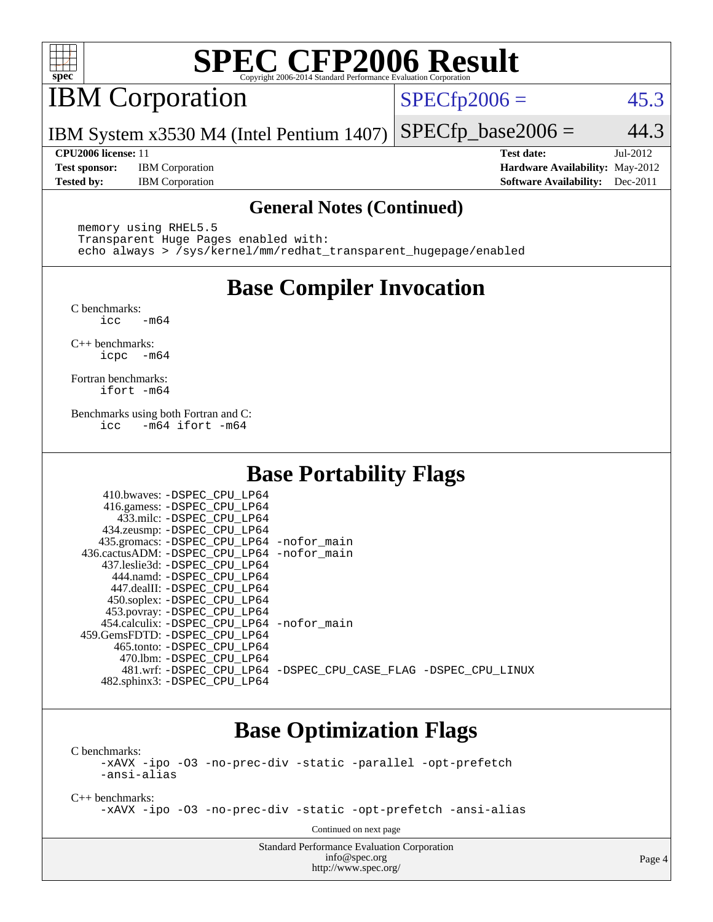## General Notes (Continued)

```
memory using RHEL5.5
Transparent Huge Pages enabled with:
echo always > /sys/kernel/mm/redhat_transparent_hugepage/enabled
```

## Base Compiler Invocation

C benchmarks:
```
icc   -m64
```

C++ benchmarks:
```
icpc  -m64
```

Fortran benchmarks:
```
ifort -m64
```

Benchmarks using both Fortran and C:
```
icc   -m64 ifort -m64
```

## Base Portability Flags

```
   410.bwaves: -DSPEC_CPU_LP64
   416.gamess: -DSPEC_CPU_LP64
     433.milc: -DSPEC_CPU_LP64
   434.zeusmp: -DSPEC_CPU_LP64
  435.gromacs: -DSPEC_CPU_LP64 -nofor_main
 436.cactusADM: -DSPEC_CPU_LP64 -nofor_main
  437.leslie3d: -DSPEC_CPU_LP64
     444.namd: -DSPEC_CPU_LP64
    447.dealII: -DSPEC_CPU_LP64
   450.soplex: -DSPEC_CPU_LP64
   453.povray: -DSPEC_CPU_LP64
  454.calculix: -DSPEC_CPU_LP64 -nofor_main
 459.GemsFDTD: -DSPEC_CPU_LP64
    465.tonto: -DSPEC_CPU_LP64
      470.lbm: -DSPEC_CPU_LP64
      481.wrf: -DSPEC_CPU_LP64 -DSPEC_CPU_CASE_FLAG -DSPEC_CPU_LINUX
   482.sphinx3: -DSPEC_CPU_LP64
```

## Base Optimization Flags

C benchmarks:
```
-xAVX -ipo -O3 -no-prec-div -static -parallel -opt-prefetch
-ansi-alias
```

C++ benchmarks:
```
-xAVX -ipo -O3 -no-prec-div -static -opt-prefetch -ansi-alias
```

Continued on next page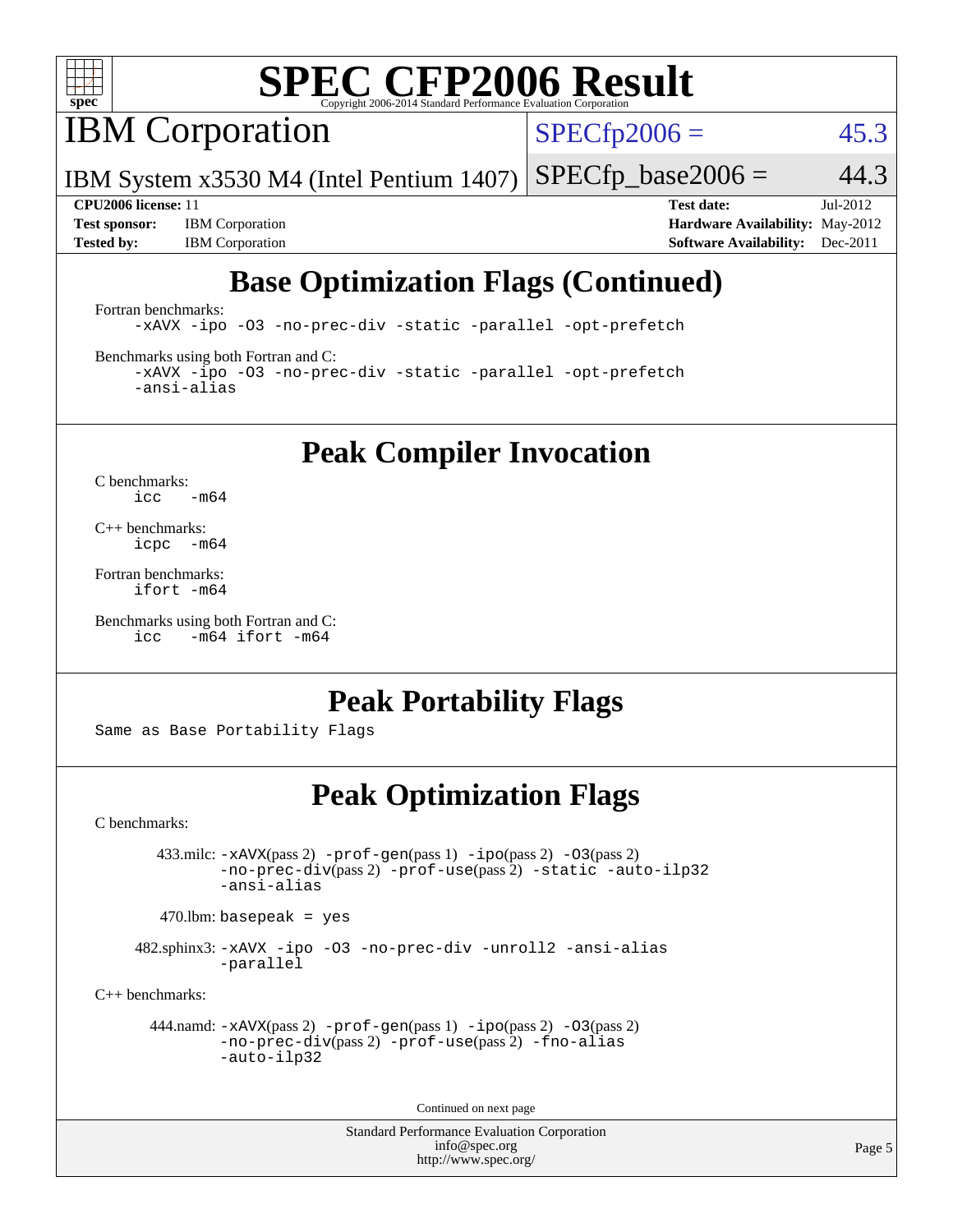# SPEC CFP2006 Result

Copyright 2006-2014 Standard Performance Evaluation Corporation

## IBM Corporation

IBM System x3530 M4 (Intel Pentium 1407)

SPECfp2006 = 45.3

SPECfp_base2006 = 44.3

| | | | |
|---|---|---|---|
| **CPU2006 license:** 11 | | **Test date:** | Jul-2012 |
| **Test sponsor:** | IBM Corporation | **Hardware Availability:** | May-2012 |
| **Tested by:** | IBM Corporation | **Software Availability:** | Dec-2011 |

## Base Optimization Flags (Continued)

Fortran benchmarks:

```
-xAVX -ipo -O3 -no-prec-div -static -parallel -opt-prefetch
```

Benchmarks using both Fortran and C:

```
-xAVX -ipo -O3 -no-prec-div -static -parallel -opt-prefetch
-ansi-alias
```

## Peak Compiler Invocation

C benchmarks:

```
icc   -m64
```

C++ benchmarks:

```
icpc  -m64
```

Fortran benchmarks:

```
ifort -m64
```

Benchmarks using both Fortran and C:

```
icc   -m64 ifort -m64
```

## Peak Portability Flags

Same as Base Portability Flags

## Peak Optimization Flags

C benchmarks:

433.milc: -xAVX(pass 2) -prof-gen(pass 1) -ipo(pass 2) -O3(pass 2) -no-prec-div(pass 2) -prof-use(pass 2) -static -auto-ilp32 -ansi-alias

470.lbm: basepeak = yes

482.sphinx3: -xAVX -ipo -O3 -no-prec-div -unroll2 -ansi-alias -parallel

C++ benchmarks:

444.namd: -xAVX(pass 2) -prof-gen(pass 1) -ipo(pass 2) -O3(pass 2) -no-prec-div(pass 2) -prof-use(pass 2) -fno-alias -auto-ilp32

Continued on next page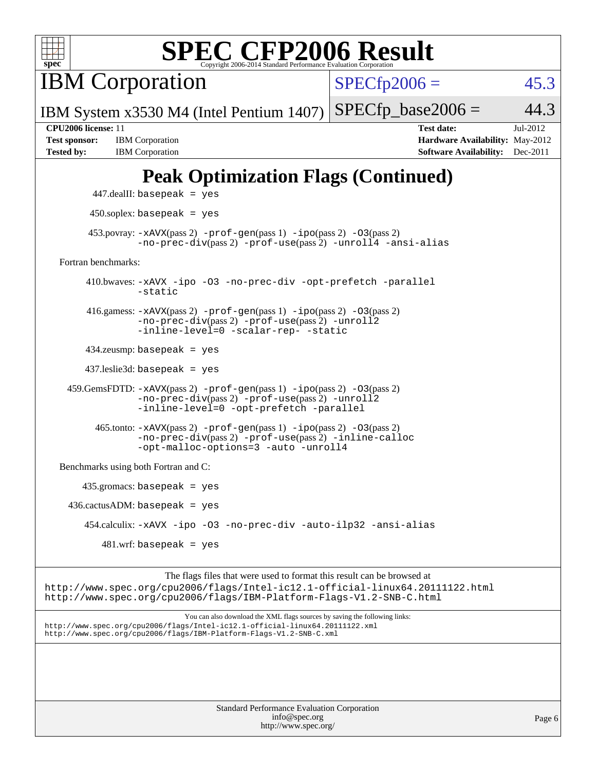# Peak Optimization Flags (Continued)

447.dealII: basepeak = yes

450.soplex: basepeak = yes

453.povray: -xAVX(pass 2) -prof-gen(pass 1) -ipo(pass 2) -O3(pass 2) -no-prec-div(pass 2) -prof-use(pass 2) -unroll4 -ansi-alias

Fortran benchmarks:

410.bwaves: -xAVX -ipo -O3 -no-prec-div -opt-prefetch -parallel -static

416.gamess: -xAVX(pass 2) -prof-gen(pass 1) -ipo(pass 2) -O3(pass 2) -no-prec-div(pass 2) -prof-use(pass 2) -unroll2 -inline-level=0 -scalar-rep- -static

434.zeusmp: basepeak = yes

437.leslie3d: basepeak = yes

459.GemsFDTD: -xAVX(pass 2) -prof-gen(pass 1) -ipo(pass 2) -O3(pass 2) -no-prec-div(pass 2) -prof-use(pass 2) -unroll2 -inline-level=0 -opt-prefetch -parallel

465.tonto: -xAVX(pass 2) -prof-gen(pass 1) -ipo(pass 2) -O3(pass 2) -no-prec-div(pass 2) -prof-use(pass 2) -inline-calloc -opt-malloc-options=3 -auto -unroll4

Benchmarks using both Fortran and C:

435.gromacs: basepeak = yes

436.cactusADM: basepeak = yes

454.calculix: -xAVX -ipo -O3 -no-prec-div -auto-ilp32 -ansi-alias

481.wrf: basepeak = yes

The flags files that were used to format this result can be browsed at
http://www.spec.org/cpu2006/flags/Intel-ic12.1-official-linux64.20111122.html
http://www.spec.org/cpu2006/flags/IBM-Platform-Flags-V1.2-SNB-C.html

You can also download the XML flags sources by saving the following links:
http://www.spec.org/cpu2006/flags/Intel-ic12.1-official-linux64.20111122.xml
http://www.spec.org/cpu2006/flags/IBM-Platform-Flags-V1.2-SNB-C.xml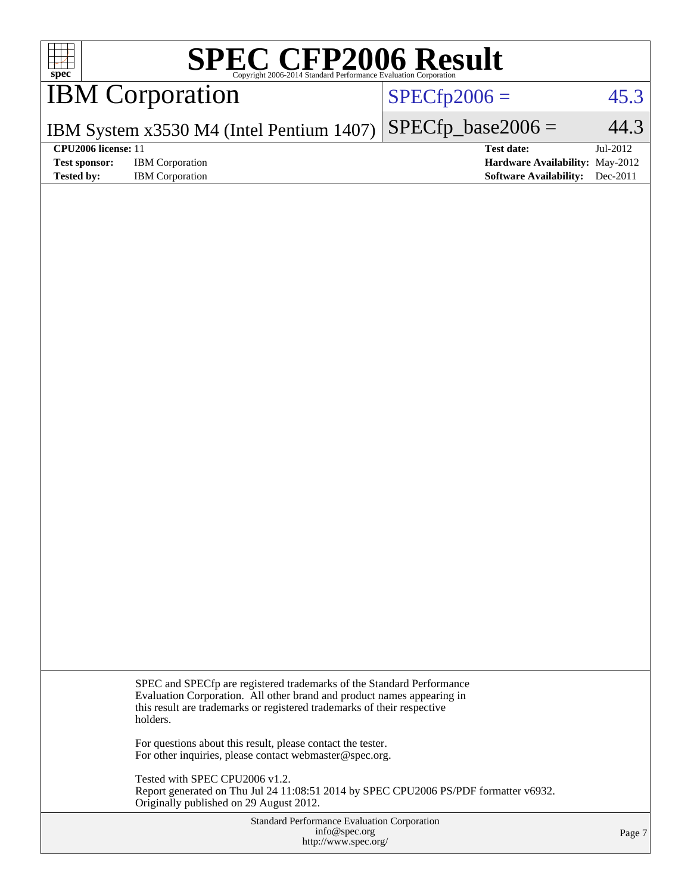# SPEC CFP2006 Result

Copyright 2006-2014 Standard Performance Evaluation Corporation

## IBM Corporation

IBM System x3530 M4 (Intel Pentium 1407)

SPECfp2006 = 45.3

SPECfp_base2006 = 44.3

**CPU2006 license:** 11

**Test sponsor:** IBM Corporation

**Tested by:** IBM Corporation

**Test date:** Jul-2012

**Hardware Availability:** May-2012

**Software Availability:** Dec-2011

SPEC and SPECfp are registered trademarks of the Standard Performance Evaluation Corporation. All other brand and product names appearing in this result are trademarks or registered trademarks of their respective holders.

For questions about this result, please contact the tester.
For other inquiries, please contact webmaster@spec.org.

Tested with SPEC CPU2006 v1.2.
Report generated on Thu Jul 24 11:08:51 2014 by SPEC CPU2006 PS/PDF formatter v6932.
Originally published on 29 August 2012.

Standard Performance Evaluation Corporation
info@spec.org
http://www.spec.org/